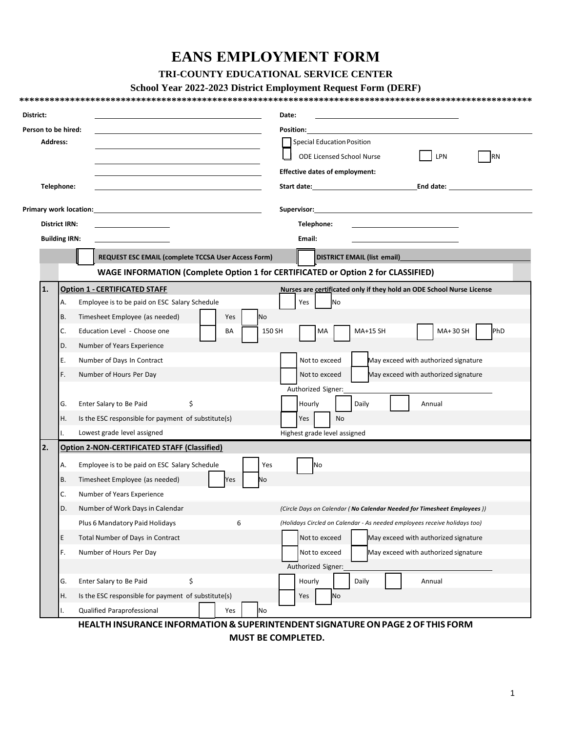# EANS EMPLOYMENT FORM

## TRI-COUNTY EDUCATIONAL SERVICE CENTER

### School Year 2022-2023 District Employment Request Form (DERF)

****************************************************************************************************

**District:** ______________________ **Date:** ______________________

**Person to be hired:** ______________________ **Position:** ______________________

**Address:** ______________________

☐ Special Education Position

☐ ODE Licensed School Nurse ☐ LPN ☐ RN

**Effective dates of employment:**

**Telephone:** ______________________ **Start date:** ______________________ **End date:** ______________________

**Primary work location:** ______________________ **Supervisor:** ______________________

**District IRN:** ______________________ **Telephone:** ______________________

**Building IRN:** ______________________ **Email:** ______________________

☐ **REQUEST ESC EMAIL (complete TCCSA User Access Form)** ☐ **DISTRICT EMAIL (list email)** ______________________

**WAGE INFORMATION (Complete Option 1 for CERTIFICATED or Option 2 for CLASSIFIED)**

**1. Option 1 - CERTIFICATED STAFF** — **Nurses are certificated only if they hold an ODE School Nurse License**

| | | |
|---|---|---|
| A. | Employee is to be paid on ESC Salary Schedule | ☐ Yes ☐ No |
| B. | Timesheet Employee (as needed) ☐ Yes ☐ No | |
| C. | Education Level - Choose one ☐ BA ☐ 150 SH | ☐ MA ☐ MA+15 SH ☐ MA+30 SH ☐ PhD |
| D. | Number of Years Experience | |
| E. | Number of Days In Contract | ☐ Not to exceed ☐ May exceed with authorized signature |
| F. | Number of Hours Per Day | ☐ Not to exceed ☐ May exceed with authorized signature |
| | | Authorized Signer: ______________________ |
| G. | Enter Salary to Be Paid $ | ☐ Hourly ☐ Daily ☐ Annual |
| H. | Is the ESC responsible for payment of substitute(s) | ☐ Yes ☐ No |
| I. | Lowest grade level assigned | Highest grade level assigned |

**2. Option 2-NON-CERTIFICATED STAFF (Classified)**

| | | |
|---|---|---|
| A. | Employee is to be paid on ESC Salary Schedule ☐ Yes | ☐ No |
| B. | Timesheet Employee (as needed) ☐ Yes ☐ No | |
| C. | Number of Years Experience | |
| D. | Number of Work Days in Calendar | *(Circle Days on Calendar (**No Calendar Needed for Timesheet Employees**))* |
| | Plus 6 Mandatory Paid Holidays 6 | *(Holidays Circled on Calendar - As needed employees receive holidays too)* |
| E | Total Number of Days in Contract | ☐ Not to exceed ☐ May exceed with authorized signature |
| F. | Number of Hours Per Day | ☐ Not to exceed ☐ May exceed with authorized signature |
| | | Authorized Signer: ______________________ |
| G. | Enter Salary to Be Paid $ | ☐ Hourly ☐ Daily ☐ Annual |
| H. | Is the ESC responsible for payment of substitute(s) | ☐ Yes ☐ No |
| I. | Qualified Paraprofessional ☐ Yes ☐ No | |

**HEALTH INSURANCE INFORMATION & SUPERINTENDENT SIGNATURE ON PAGE 2 OF THIS FORM MUST BE COMPLETED.**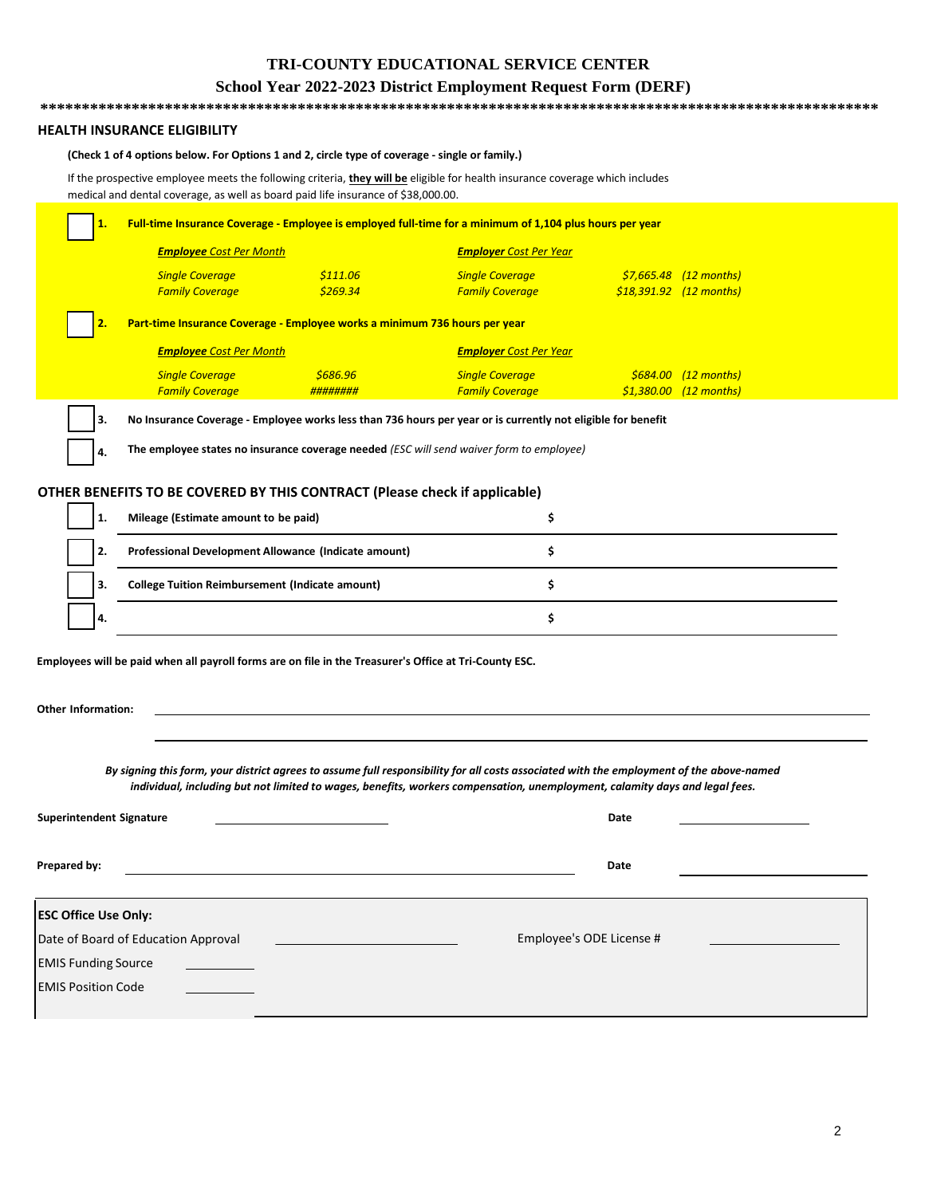# TRI-COUNTY EDUCATIONAL SERVICE CENTER

## School Year 2022-2023 District Employment Request Form (DERF)

\*\*\*\*\*\*\*\*\*\*\*\*\*\*\*\*\*\*\*\*\*\*\*\*\*\*\*\*\*\*\*\*\*\*\*\*\*\*\*\*\*\*\*\*\*\*\*\*\*\*\*\*\*\*\*\*\*\*\*\*\*\*\*\*\*\*\*\*\*\*\*\*\*\*\*\*\*\*\*\*\*\*\*\*\*\*\*\*\*\*\*\*\*\*\*\*\*\*\*\*

### HEALTH INSURANCE ELIGIBILITY

**(Check 1 of 4 options below. For Options 1 and 2, circle type of coverage - single or family.)**

If the prospective employee meets the following criteria, **they will be** eligible for health insurance coverage which includes medical and dental coverage, as well as board paid life insurance of $38,000.00.

☐ **1. Full-time Insurance Coverage - Employee is employed full-time for a minimum of 1,104 plus hours per year**

| ***Employee** Cost Per Month* | | ***Employer** Cost Per Year* | | |
|---|---|---|---|---|
| *Single Coverage* | *$111.06* | *Single Coverage* | *$7,665.48* | *(12 months)* |
| *Family Coverage* | *$269.34* | *Family Coverage* | *$18,391.92* | *(12 months)* |

☐ **2. Part-time Insurance Coverage - Employee works a minimum 736 hours per year**

| ***Employee** Cost Per Month* | | ***Employer** Cost Per Year* | | |
|---|---|---|---|---|
| *Single Coverage* | *$686.96* | *Single Coverage* | *$684.00* | *(12 months)* |
| *Family Coverage* | *########* | *Family Coverage* | *$1,380.00* | *(12 months)* |

☐ **3. No Insurance Coverage - Employee works less than 736 hours per year or is currently not eligible for benefit**

☐ **4. The employee states no insurance coverage needed** *(ESC will send waiver form to employee)*

### OTHER BENEFITS TO BE COVERED BY THIS CONTRACT (Please check if applicable)

☐ **1. Mileage (Estimate amount to be paid)** **$** ____________________

☐ **2. Professional Development Allowance (Indicate amount)** **$** ____________________

☐ **3. College Tuition Reimbursement (Indicate amount)** **$** ____________________

☐ **4.** ____________________ **$** ____________________

**Employees will be paid when all payroll forms are on file in the Treasurer's Office at Tri-County ESC.**

**Other Information:** ____________________________________________

____________________________________________

***By signing this form, your district agrees to assume full responsibility for all costs associated with the employment of the above-named individual, including but not limited to wages, benefits, workers compensation, unemployment, calamity days and legal fees.***

**Superintendent Signature** ____________________ **Date** ____________________

**Prepared by:** ____________________ **Date** ____________________

**ESC Office Use Only:**

Date of Board of Education Approval ____________________ Employee's ODE License # ____________________

EMIS Funding Source ____________________

EMIS Position Code ____________________